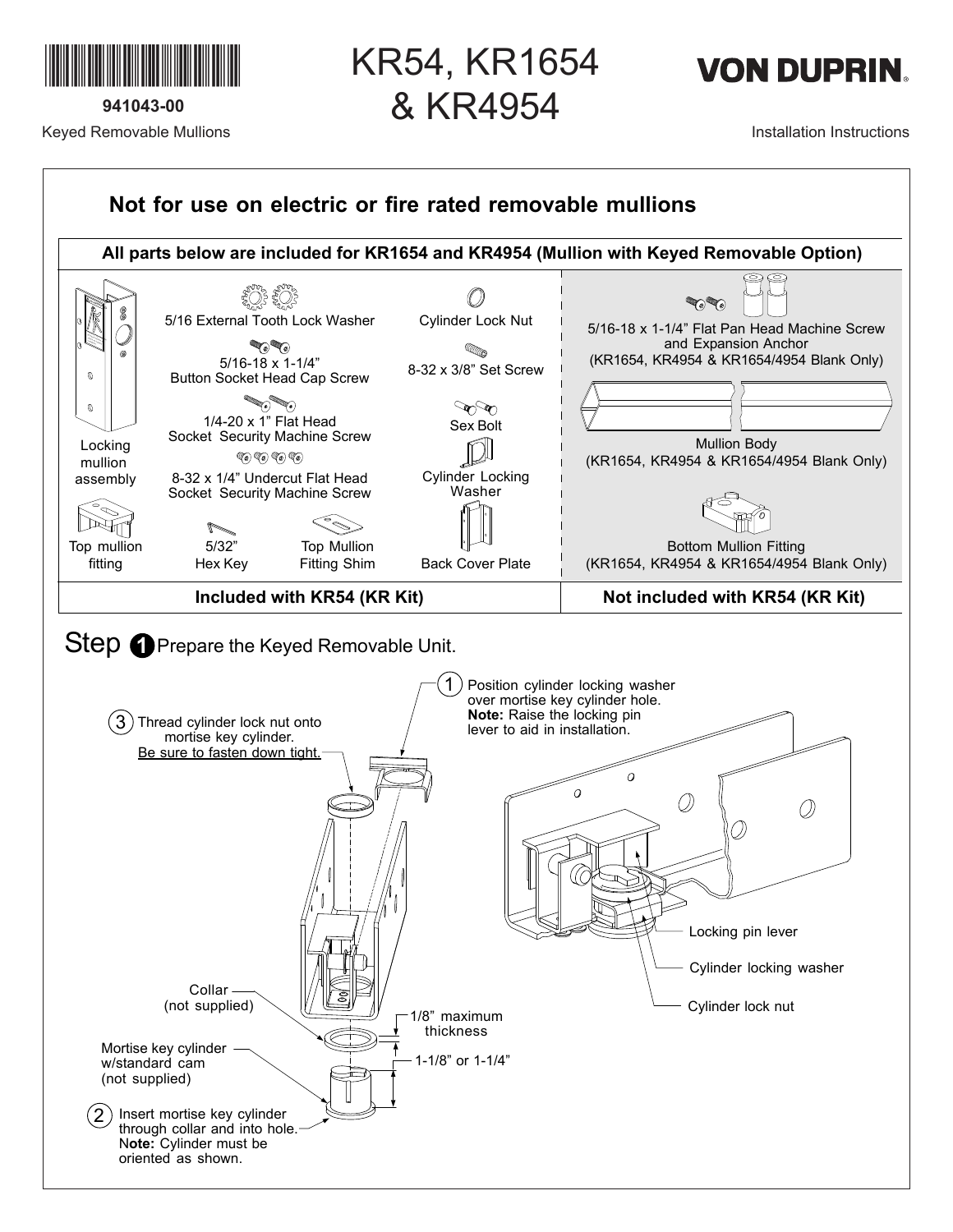941043-00

Keyed Removable Mullions

# KR54, KR1654 & KR4954

VON DUPRIN

Installation Instructions

## Not for use on electric or fire rated removable mullions

**All parts below are included for KR1654 and KR4954 (Mullion with Keyed Removable Option)**

| Included with KR54 (KR Kit) | Not included with KR54 (KR Kit) |
|---|---|
| Locking mullion assembly | 5/16-18 x 1-1/4" Flat Pan Head Machine Screw and Expansion Anchor (KR1654, KR4954 & KR1654/4954 Blank Only) |
| Top mullion fitting | Mullion Body (KR1654, KR4954 & KR1654/4954 Blank Only) |
| 5/16 External Tooth Lock Washer | Bottom Mullion Fitting (KR1654, KR4954 & KR1654/4954 Blank Only) |
| 5/16-18 x 1-1/4" Button Socket Head Cap Screw | |
| 1/4-20 x 1" Flat Head Socket Security Machine Screw | |
| 8-32 x 1/4" Undercut Flat Head Socket Security Machine Screw | |
| 5/32" Hex Key | |
| Top Mullion Fitting Shim | |
| Cylinder Lock Nut | |
| 8-32 x 3/8" Set Screw | |
| Sex Bolt | |
| Cylinder Locking Washer | |
| Back Cover Plate | |

## Step 1 Prepare the Keyed Removable Unit.

1. Position cylinder locking washer over mortise key cylinder hole. **Note:** Raise the locking pin lever to aid in installation.
2. Insert mortise key cylinder through collar and into hole. **Note:** Cylinder must be oriented as shown.
3. Thread cylinder lock nut onto mortise key cylinder. Be sure to fasten down tight.

Collar (not supplied)

1/8" maximum thickness

Mortise key cylinder w/standard cam (not supplied)

1-1/8" or 1-1/4"

Locking pin lever

Cylinder locking washer

Cylinder lock nut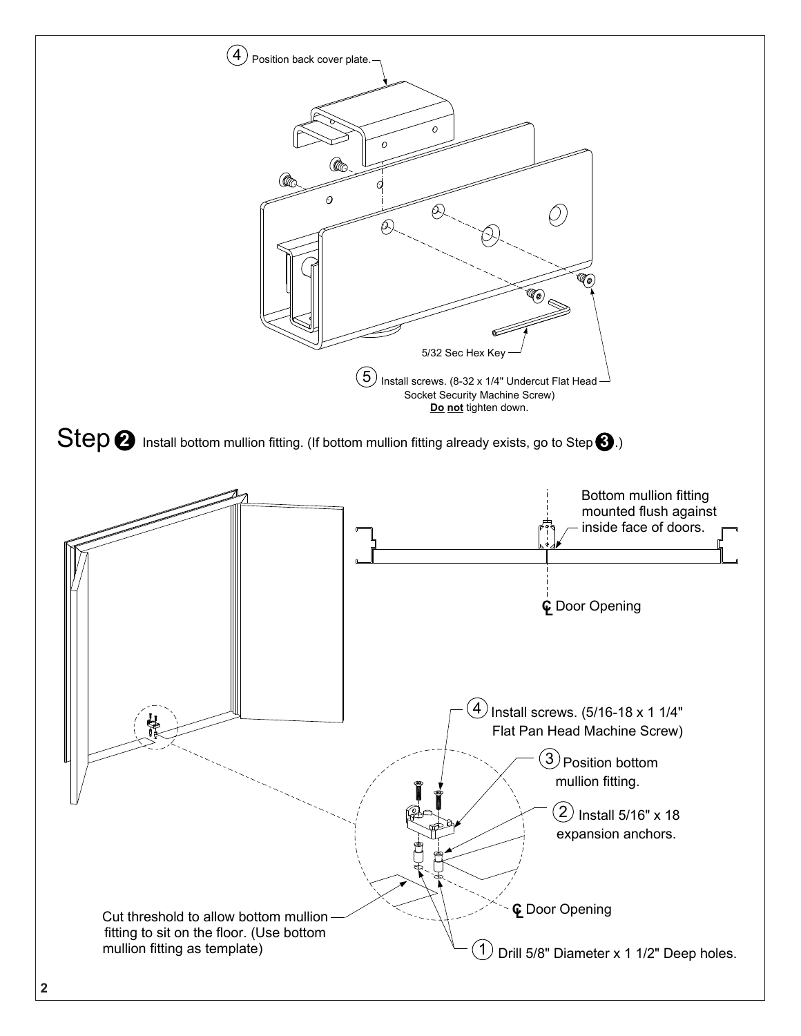4. Position back cover plate.

5/32 Sec Hex Key

5. Install screws. (8-32 x 1/4" Undercut Flat Head Socket Security Machine Screw) **Do not** tighten down.

## Step 2 Install bottom mullion fitting. (If bottom mullion fitting already exists, go to Step 3.)

Bottom mullion fitting mounted flush against inside face of doors.

℄ Door Opening

4. Install screws. (5/16-18 x 1 1/4" Flat Pan Head Machine Screw)

3. Position bottom mullion fitting.

2. Install 5/16" x 18 expansion anchors.

℄ Door Opening

Cut threshold to allow bottom mullion fitting to sit on the floor. (Use bottom mullion fitting as template)

1. Drill 5/8" Diameter x 1 1/2" Deep holes.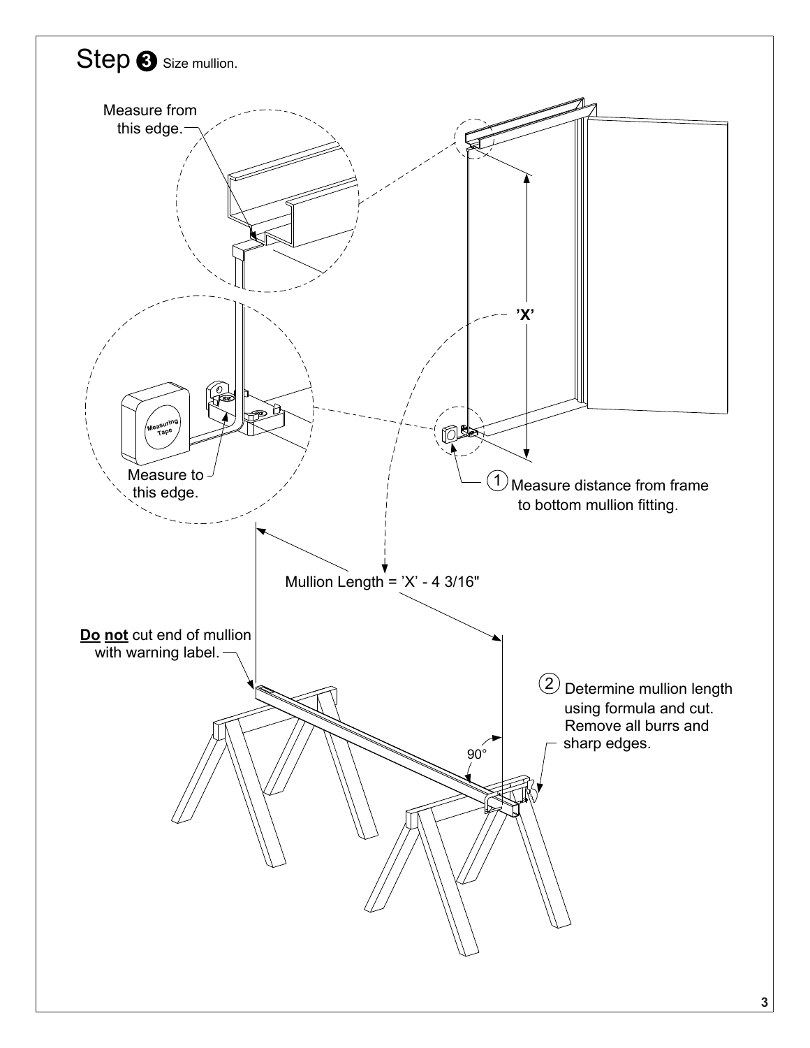# Step 3 Size mullion.

Measure from this edge.

'X'

Measure to this edge.

1. Measure distance from frame to bottom mullion fitting.

Mullion Length = 'X' - 4 3/16"

**Do not** cut end of mullion with warning label.

90°

2. Determine mullion length using formula and cut. Remove all burrs and sharp edges.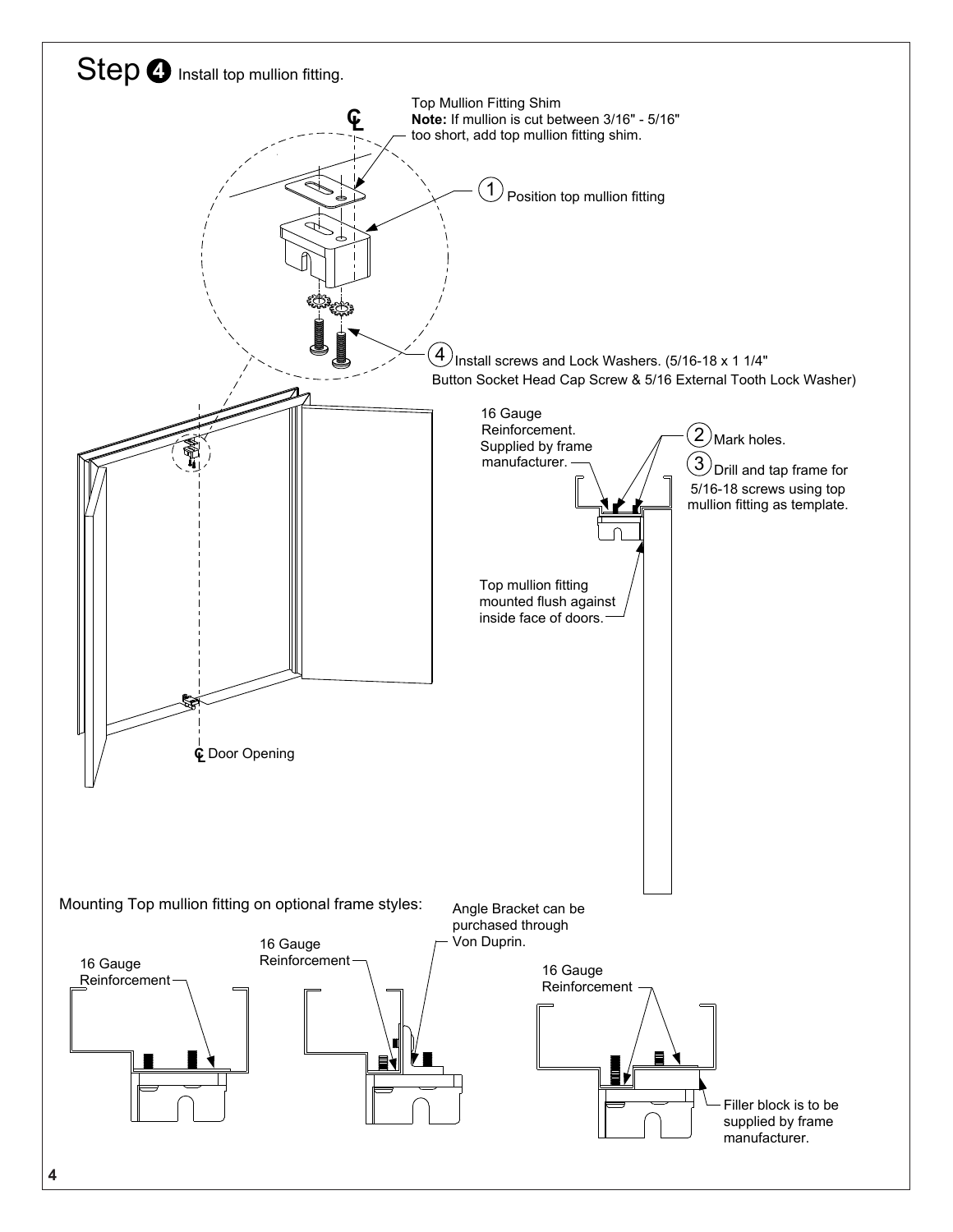# Step 4 Install top mullion fitting.

Top Mullion Fitting Shim
**Note:** If mullion is cut between 3/16" - 5/16" too short, add top mullion fitting shim.

(1) Position top mullion fitting

(4) Install screws and Lock Washers. (5/16-18 x 1 1/4" Button Socket Head Cap Screw & 5/16 External Tooth Lock Washer)

16 Gauge Reinforcement. Supplied by frame manufacturer.

(2) Mark holes.

(3) Drill and tap frame for 5/16-18 screws using top mullion fitting as template.

Top mullion fitting mounted flush against inside face of doors.

℄ Door Opening

Mounting Top mullion fitting on optional frame styles:

16 Gauge Reinforcement

16 Gauge Reinforcement

Angle Bracket can be purchased through Von Duprin.

16 Gauge Reinforcement

Filler block is to be supplied by frame manufacturer.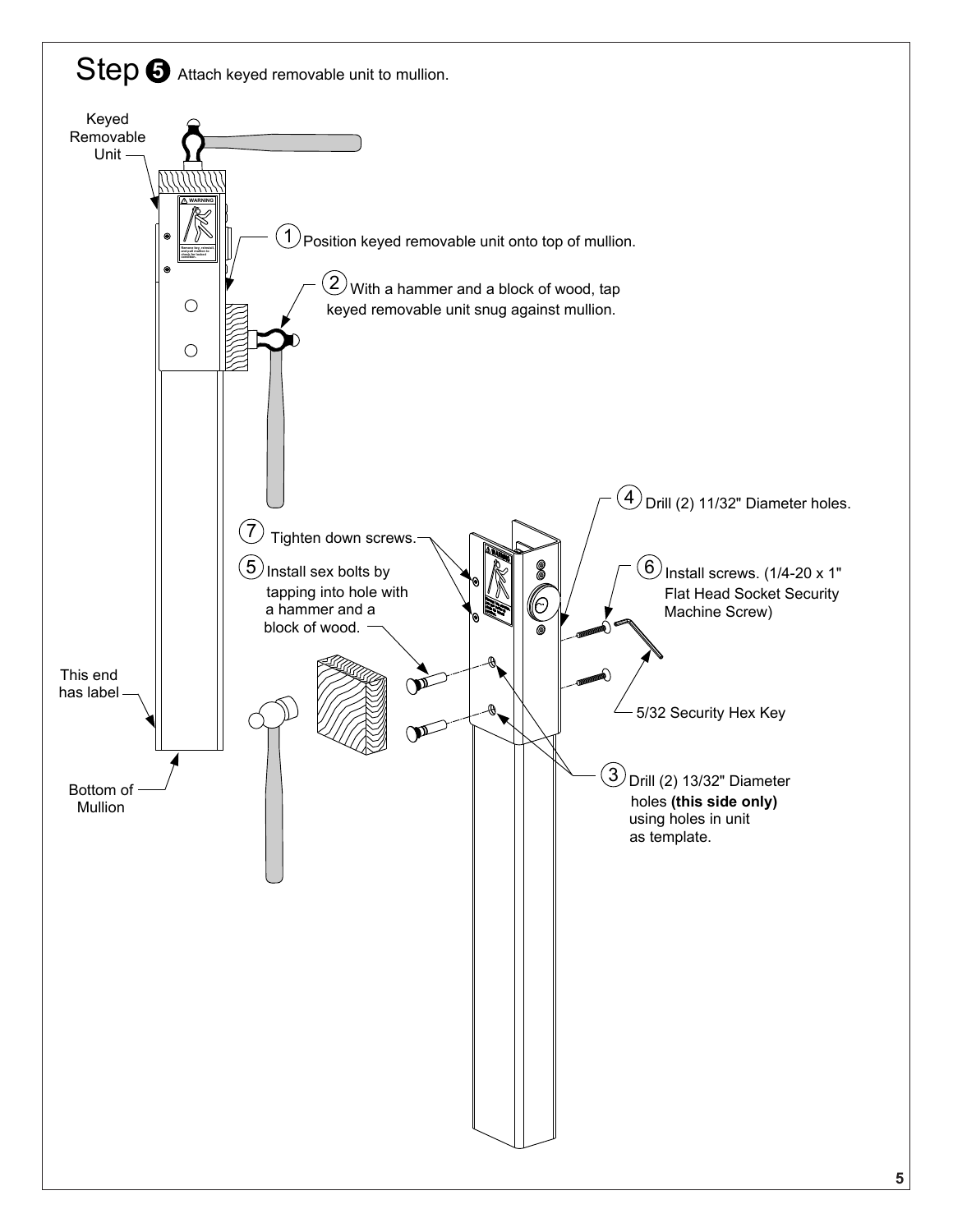# Step ❺ Attach keyed removable unit to mullion.

Keyed Removable Unit

1. Position keyed removable unit onto top of mullion.
2. With a hammer and a block of wood, tap keyed removable unit snug against mullion.
3. Drill (2) 13/32" Diameter holes **(this side only)** using holes in unit as template.
4. Drill (2) 11/32" Diameter holes.
5. Install sex bolts by tapping into hole with a hammer and a block of wood.
6. Install screws. (1/4-20 x 1" Flat Head Socket Security Machine Screw)
7. Tighten down screws.

5/32 Security Hex Key

This end has label

Bottom of Mullion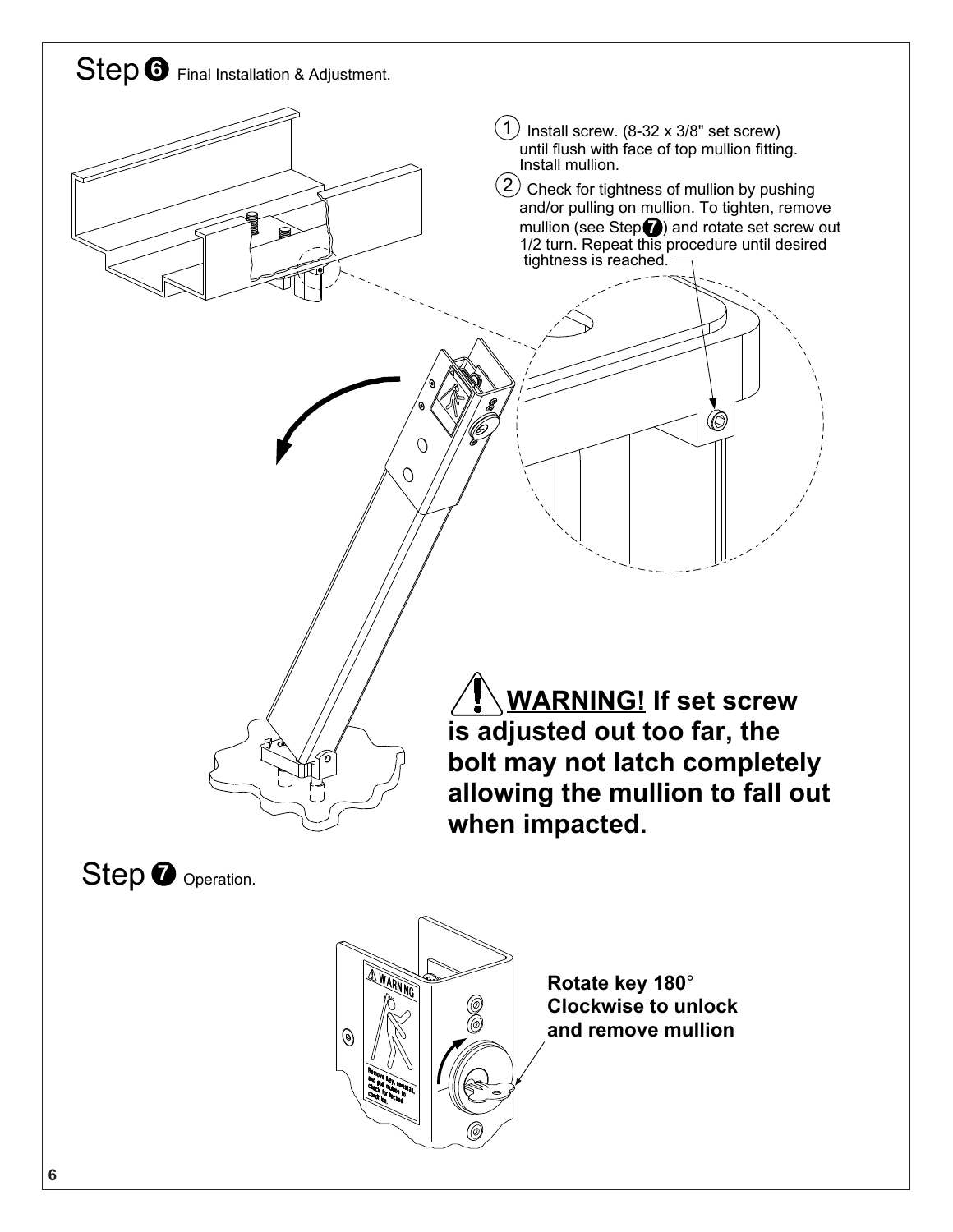## Step 6 Final Installation & Adjustment.

1. Install screw. (8-32 x 3/8" set screw) until flush with face of top mullion fitting. Install mullion.
2. Check for tightness of mullion by pushing and/or pulling on mullion. To tighten, remove mullion (see Step 7) and rotate set screw out 1/2 turn. Repeat this procedure until desired tightness is reached.

**WARNING! If set screw is adjusted out too far, the bolt may not latch completely allowing the mullion to fall out when impacted.**

## Step 7 Operation.

**Rotate key 180° Clockwise to unlock and remove mullion**